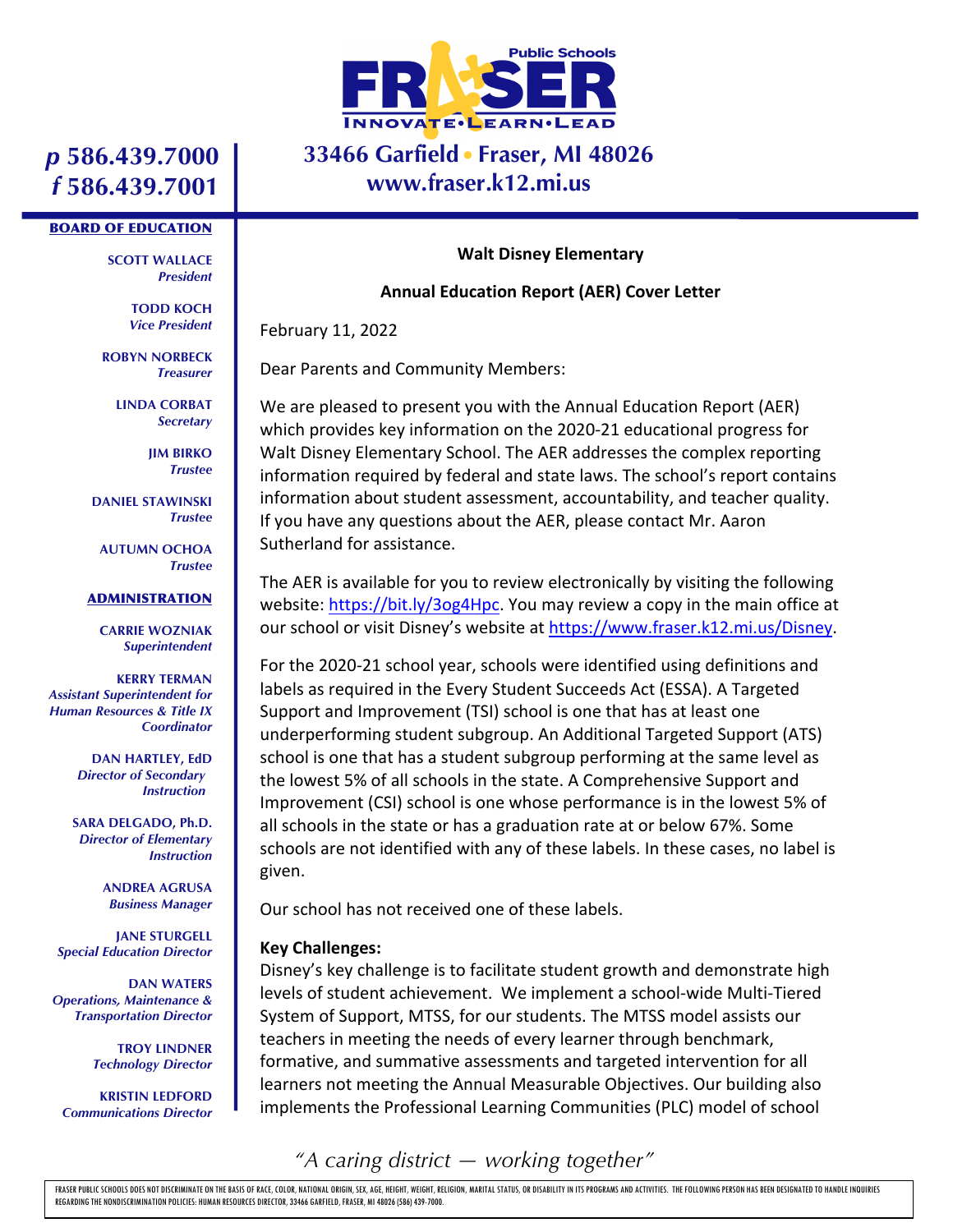Public Schools

# FRASER

INNOVATE•LEARN•LEAD

p 586.439.7000
f 586.439.7001

33466 Garfield • Fraser, MI 48026
www.fraser.k12.mi.us

**BOARD OF EDUCATION**

**SCOTT WALLACE**
*President*

**TODD KOCH**
*Vice President*

**ROBYN NORBECK**
*Treasurer*

**LINDA CORBAT**
*Secretary*

**JIM BIRKO**
*Trustee*

**DANIEL STAWINSKI**
*Trustee*

**AUTUMN OCHOA**
*Trustee*

**ADMINISTRATION**

**CARRIE WOZNIAK**
*Superintendent*

**KERRY TERMAN**
*Assistant Superintendent for Human Resources & Title IX Coordinator*

**DAN HARTLEY, EdD**
*Director of Secondary Instruction*

**SARA DELGADO, Ph.D.**
*Director of Elementary Instruction*

**ANDREA AGRUSA**
*Business Manager*

**JANE STURGELL**
*Special Education Director*

**DAN WATERS**
*Operations, Maintenance & Transportation Director*

**TROY LINDNER**
*Technology Director*

**KRISTIN LEDFORD**
*Communications Director*

**Walt Disney Elementary**

**Annual Education Report (AER) Cover Letter**

February 11, 2022

Dear Parents and Community Members:

We are pleased to present you with the Annual Education Report (AER) which provides key information on the 2020-21 educational progress for Walt Disney Elementary School. The AER addresses the complex reporting information required by federal and state laws. The school's report contains information about student assessment, accountability, and teacher quality. If you have any questions about the AER, please contact Mr. Aaron Sutherland for assistance.

The AER is available for you to review electronically by visiting the following website: https://bit.ly/3og4Hpc. You may review a copy in the main office at our school or visit Disney's website at https://www.fraser.k12.mi.us/Disney.

For the 2020-21 school year, schools were identified using definitions and labels as required in the Every Student Succeeds Act (ESSA). A Targeted Support and Improvement (TSI) school is one that has at least one underperforming student subgroup. An Additional Targeted Support (ATS) school is one that has a student subgroup performing at the same level as the lowest 5% of all schools in the state. A Comprehensive Support and Improvement (CSI) school is one whose performance is in the lowest 5% of all schools in the state or has a graduation rate at or below 67%. Some schools are not identified with any of these labels. In these cases, no label is given.

Our school has not received one of these labels.

**Key Challenges:**
Disney's key challenge is to facilitate student growth and demonstrate high levels of student achievement. We implement a school-wide Multi-Tiered System of Support, MTSS, for our students. The MTSS model assists our teachers in meeting the needs of every learner through benchmark, formative, and summative assessments and targeted intervention for all learners not meeting the Annual Measurable Objectives. Our building also implements the Professional Learning Communities (PLC) model of school

*"A caring district — working together"*

FRASER PUBLIC SCHOOLS DOES NOT DISCRIMINATE ON THE BASIS OF RACE, COLOR, NATIONAL ORIGIN, SEX, AGE, HEIGHT, WEIGHT, RELIGION, MARITAL STATUS, OR DISABILITY IN ITS PROGRAMS AND ACTIVITIES. THE FOLLOWING PERSON HAS BEEN DESIGNATED TO HANDLE INQUIRIES REGARDING THE NONDISCRIMINATION POLICIES: HUMAN RESOURCES DIRECTOR, 33466 GARFIELD, FRASER, MI 48026 (586) 439-7000.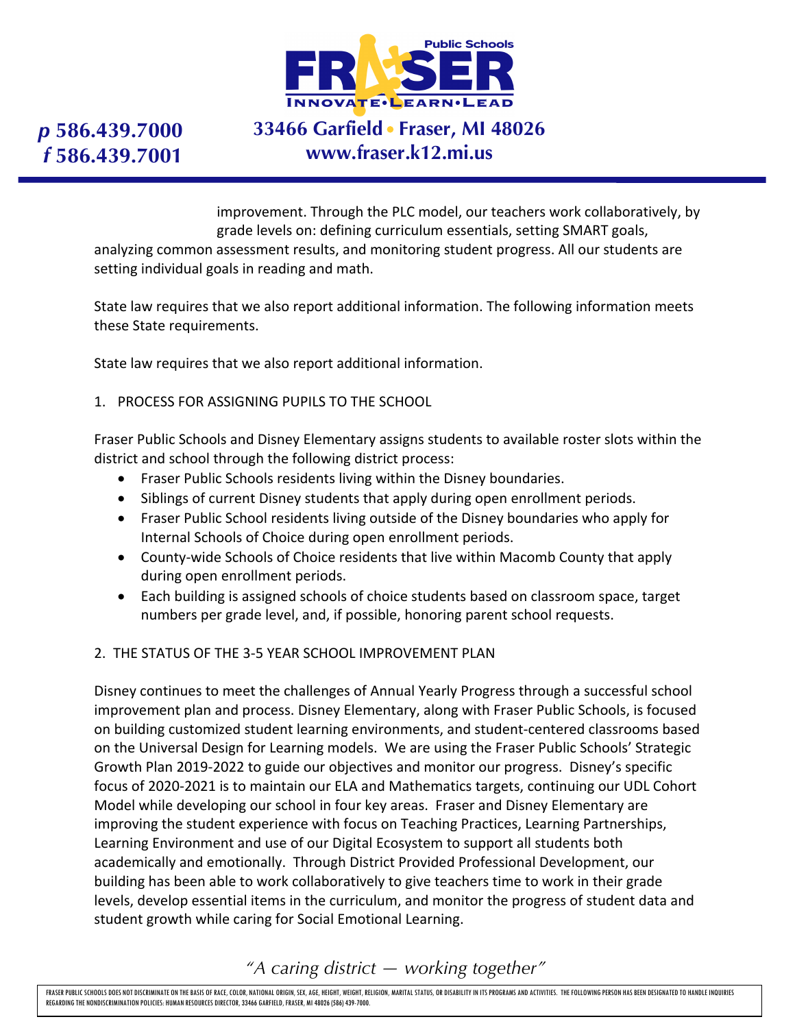improvement. Through the PLC model, our teachers work collaboratively, by grade levels on: defining curriculum essentials, setting SMART goals, analyzing common assessment results, and monitoring student progress. All our students are setting individual goals in reading and math.

State law requires that we also report additional information. The following information meets these State requirements.

State law requires that we also report additional information.

1. PROCESS FOR ASSIGNING PUPILS TO THE SCHOOL

Fraser Public Schools and Disney Elementary assigns students to available roster slots within the district and school through the following district process:

- Fraser Public Schools residents living within the Disney boundaries.
- Siblings of current Disney students that apply during open enrollment periods.
- Fraser Public School residents living outside of the Disney boundaries who apply for Internal Schools of Choice during open enrollment periods.
- County-wide Schools of Choice residents that live within Macomb County that apply during open enrollment periods.
- Each building is assigned schools of choice students based on classroom space, target numbers per grade level, and, if possible, honoring parent school requests.

2. THE STATUS OF THE 3-5 YEAR SCHOOL IMPROVEMENT PLAN

Disney continues to meet the challenges of Annual Yearly Progress through a successful school improvement plan and process. Disney Elementary, along with Fraser Public Schools, is focused on building customized student learning environments, and student-centered classrooms based on the Universal Design for Learning models. We are using the Fraser Public Schools' Strategic Growth Plan 2019-2022 to guide our objectives and monitor our progress. Disney's specific focus of 2020-2021 is to maintain our ELA and Mathematics targets, continuing our UDL Cohort Model while developing our school in four key areas. Fraser and Disney Elementary are improving the student experience with focus on Teaching Practices, Learning Partnerships, Learning Environment and use of our Digital Ecosystem to support all students both academically and emotionally. Through District Provided Professional Development, our building has been able to work collaboratively to give teachers time to work in their grade levels, develop essential items in the curriculum, and monitor the progress of student data and student growth while caring for Social Emotional Learning.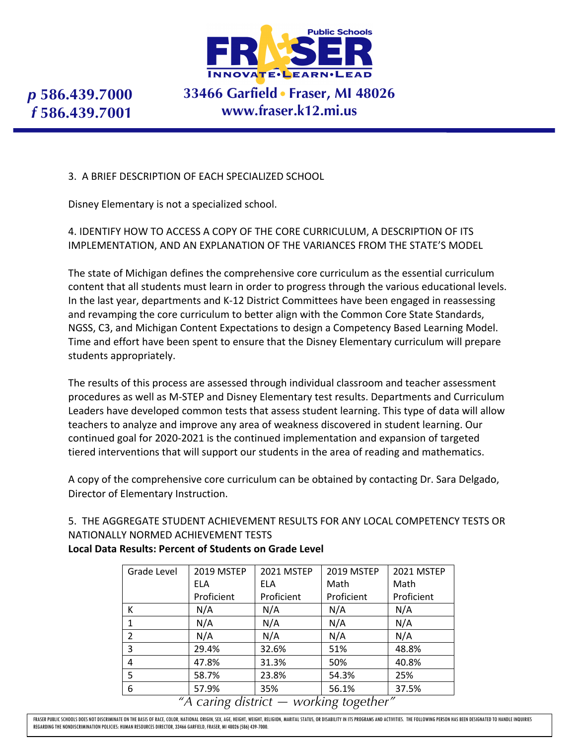3. A BRIEF DESCRIPTION OF EACH SPECIALIZED SCHOOL

Disney Elementary is not a specialized school.

4. IDENTIFY HOW TO ACCESS A COPY OF THE CORE CURRICULUM, A DESCRIPTION OF ITS IMPLEMENTATION, AND AN EXPLANATION OF THE VARIANCES FROM THE STATE'S MODEL

The state of Michigan defines the comprehensive core curriculum as the essential curriculum content that all students must learn in order to progress through the various educational levels. In the last year, departments and K-12 District Committees have been engaged in reassessing and revamping the core curriculum to better align with the Common Core State Standards, NGSS, C3, and Michigan Content Expectations to design a Competency Based Learning Model. Time and effort have been spent to ensure that the Disney Elementary curriculum will prepare students appropriately.

The results of this process are assessed through individual classroom and teacher assessment procedures as well as M-STEP and Disney Elementary test results. Departments and Curriculum Leaders have developed common tests that assess student learning. This type of data will allow teachers to analyze and improve any area of weakness discovered in student learning. Our continued goal for 2020-2021 is the continued implementation and expansion of targeted tiered interventions that will support our students in the area of reading and mathematics.

A copy of the comprehensive core curriculum can be obtained by contacting Dr. Sara Delgado, Director of Elementary Instruction.

5. THE AGGREGATE STUDENT ACHIEVEMENT RESULTS FOR ANY LOCAL COMPETENCY TESTS OR NATIONALLY NORMED ACHIEVEMENT TESTS

**Local Data Results: Percent of Students on Grade Level**

| Grade Level | 2019 MSTEP ELA Proficient | 2021 MSTEP ELA Proficient | 2019 MSTEP Math Proficient | 2021 MSTEP Math Proficient |
|---|---|---|---|---|
| K | N/A | N/A | N/A | N/A |
| 1 | N/A | N/A | N/A | N/A |
| 2 | N/A | N/A | N/A | N/A |
| 3 | 29.4% | 32.6% | 51% | 48.8% |
| 4 | 47.8% | 31.3% | 50% | 40.8% |
| 5 | 58.7% | 23.8% | 54.3% | 25% |
| 6 | 57.9% | 35% | 56.1% | 37.5% |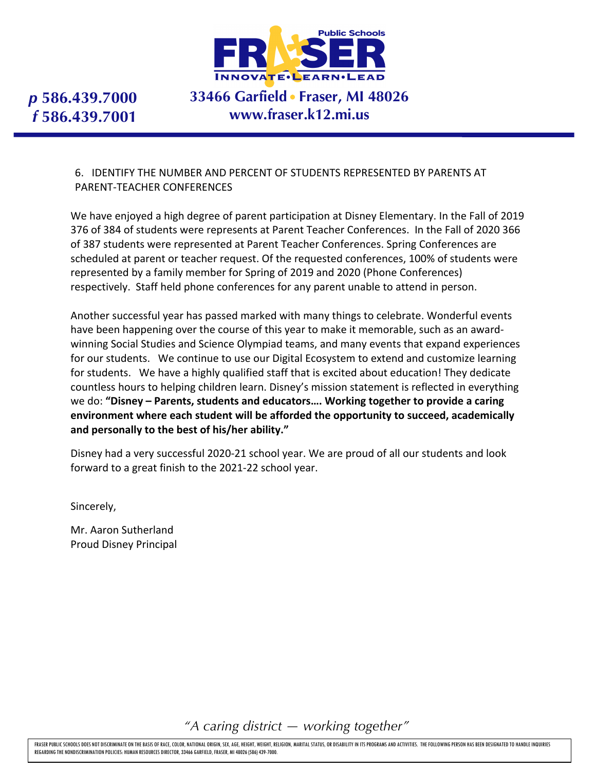6. IDENTIFY THE NUMBER AND PERCENT OF STUDENTS REPRESENTED BY PARENTS AT PARENT-TEACHER CONFERENCES

We have enjoyed a high degree of parent participation at Disney Elementary. In the Fall of 2019 376 of 384 of students were represents at Parent Teacher Conferences. In the Fall of 2020 366 of 387 students were represented at Parent Teacher Conferences. Spring Conferences are scheduled at parent or teacher request. Of the requested conferences, 100% of students were represented by a family member for Spring of 2019 and 2020 (Phone Conferences) respectively. Staff held phone conferences for any parent unable to attend in person.

Another successful year has passed marked with many things to celebrate. Wonderful events have been happening over the course of this year to make it memorable, such as an award-winning Social Studies and Science Olympiad teams, and many events that expand experiences for our students. We continue to use our Digital Ecosystem to extend and customize learning for students. We have a highly qualified staff that is excited about education! They dedicate countless hours to helping children learn. Disney's mission statement is reflected in everything we do: **"Disney – Parents, students and educators…. Working together to provide a caring environment where each student will be afforded the opportunity to succeed, academically and personally to the best of his/her ability."**

Disney had a very successful 2020-21 school year. We are proud of all our students and look forward to a great finish to the 2021-22 school year.

Sincerely,

Mr. Aaron Sutherland
Proud Disney Principal